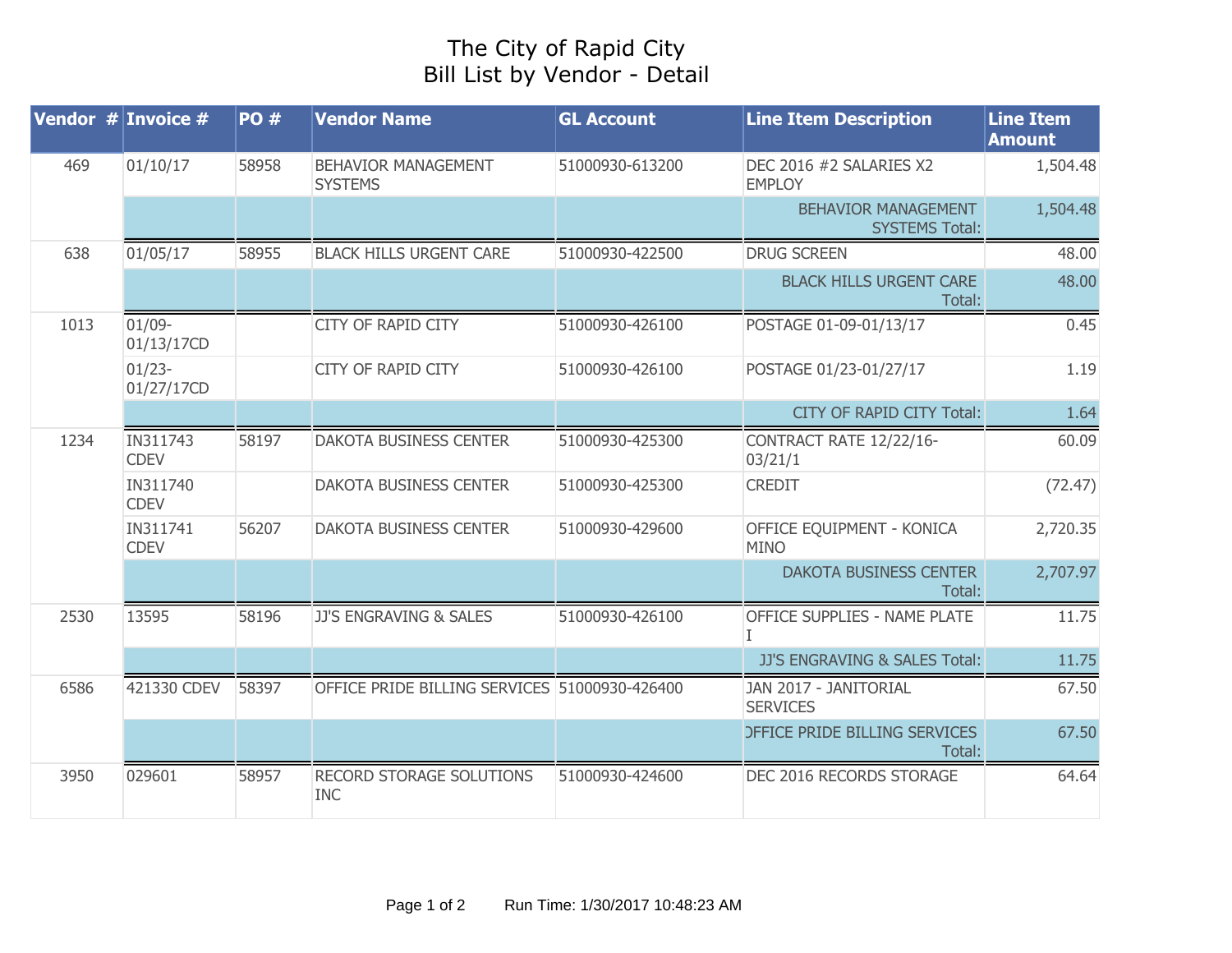# The City of Rapid City
## Bill List by Vendor - Detail

| Vendor # | Invoice # | PO # | Vendor Name | GL Account | Line Item Description | Line Item Amount |
|---|---|---|---|---|---|---|
| 469 | 01/10/17 | 58958 | BEHAVIOR MANAGEMENT SYSTEMS | 51000930-613200 | DEC 2016 #2 SALARIES X2 EMPLOY | 1,504.48 |
| | | | | | BEHAVIOR MANAGEMENT SYSTEMS Total: | 1,504.48 |
| 638 | 01/05/17 | 58955 | BLACK HILLS URGENT CARE | 51000930-422500 | DRUG SCREEN | 48.00 |
| | | | | | BLACK HILLS URGENT CARE Total: | 48.00 |
| 1013 | 01/09-01/13/17CD | | CITY OF RAPID CITY | 51000930-426100 | POSTAGE 01-09-01/13/17 | 0.45 |
| | 01/23-01/27/17CD | | CITY OF RAPID CITY | 51000930-426100 | POSTAGE 01/23-01/27/17 | 1.19 |
| | | | | | CITY OF RAPID CITY Total: | 1.64 |
| 1234 | IN311743 CDEV | 58197 | DAKOTA BUSINESS CENTER | 51000930-425300 | CONTRACT RATE 12/22/16-03/21/1 | 60.09 |
| | IN311740 CDEV | | DAKOTA BUSINESS CENTER | 51000930-425300 | CREDIT | (72.47) |
| | IN311741 CDEV | 56207 | DAKOTA BUSINESS CENTER | 51000930-429600 | OFFICE EQUIPMENT - KONICA MINO | 2,720.35 |
| | | | | | DAKOTA BUSINESS CENTER Total: | 2,707.97 |
| 2530 | 13595 | 58196 | JJ'S ENGRAVING & SALES | 51000930-426100 | OFFICE SUPPLIES - NAME PLATE I | 11.75 |
| | | | | | JJ'S ENGRAVING & SALES Total: | 11.75 |
| 6586 | 421330 CDEV | 58397 | OFFICE PRIDE BILLING SERVICES | 51000930-426400 | JAN 2017 - JANITORIAL SERVICES | 67.50 |
| | | | | | OFFICE PRIDE BILLING SERVICES Total: | 67.50 |
| 3950 | 029601 | 58957 | RECORD STORAGE SOLUTIONS INC | 51000930-424600 | DEC 2016 RECORDS STORAGE | 64.64 |

Run Time: 1/30/2017 10:48:23 AM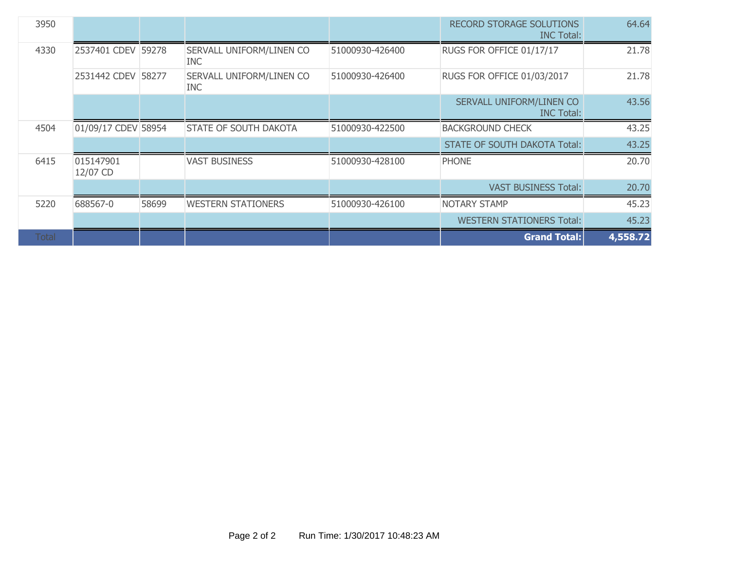| | | | | | | |
|---|---|---|---|---|---|---|
| 3950 | | | | | RECORD STORAGE SOLUTIONS INC Total: | 64.64 |
| 4330 | 2537401 CDEV | 59278 | SERVALL UNIFORM/LINEN CO INC | 51000930-426400 | RUGS FOR OFFICE 01/17/17 | 21.78 |
| | 2531442 CDEV | 58277 | SERVALL UNIFORM/LINEN CO INC | 51000930-426400 | RUGS FOR OFFICE 01/03/2017 | 21.78 |
| | | | | | SERVALL UNIFORM/LINEN CO INC Total: | 43.56 |
| 4504 | 01/09/17 CDEV | 58954 | STATE OF SOUTH DAKOTA | 51000930-422500 | BACKGROUND CHECK | 43.25 |
| | | | | | STATE OF SOUTH DAKOTA Total: | 43.25 |
| 6415 | 015147901 12/07 CD | | VAST BUSINESS | 51000930-428100 | PHONE | 20.70 |
| | | | | | VAST BUSINESS Total: | 20.70 |
| 5220 | 688567-0 | 58699 | WESTERN STATIONERS | 51000930-426100 | NOTARY STAMP | 45.23 |
| | | | | | WESTERN STATIONERS Total: | 45.23 |
| Total | | | | | **Grand Total:** | **4,558.72** |

Run Time: 1/30/2017 10:48:23 AM